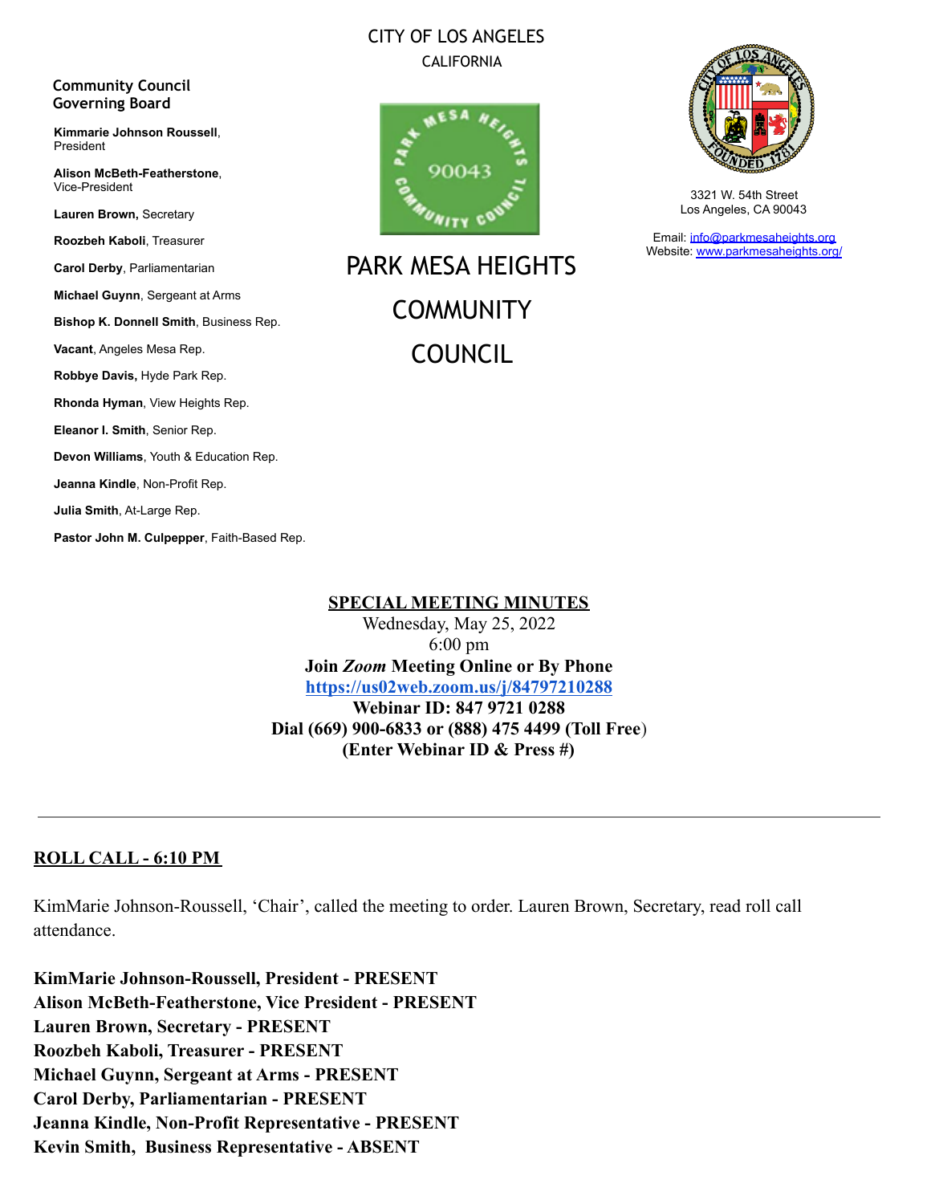CITY OF LOS ANGELES

CALIFORNIA

**Community Council Governing Board**

**Kimmarie Johnson Roussell**, President

**Alison McBeth-Featherstone**, Vice-President

**Lauren Brown,** Secretary

**Roozbeh Kaboli**, Treasurer

**Carol Derby**, Parliamentarian

**Michael Guynn**, Sergeant at Arms

**Bishop K. Donnell Smith**, Business Rep.

**Vacant**, Angeles Mesa Rep.

**Robbye Davis,** Hyde Park Rep.

**Rhonda Hyman**, View Heights Rep.

**Eleanor I. Smith**, Senior Rep.

**Devon Williams**, Youth & Education Rep.

**Jeanna Kindle**, Non-Profit Rep.

**Julia Smith**, At-Large Rep.

**Pastor John M. Culpepper**, Faith-Based Rep.

# PARK MESA HEIGHTS COMMUNITY COUNCIL

3321 W. 54th Street
Los Angeles, CA 90043

Email: info@parkmesaheights.org
Website: www.parkmesaheights.org/

## SPECIAL MEETING MINUTES

Wednesday, May 25, 2022
6:00 pm
**Join *Zoom* Meeting Online or By Phone**
**https://us02web.zoom.us/j/84797210288**
**Webinar ID: 847 9721 0288**
**Dial (669) 900-6833 or (888) 475 4499 (Toll Free)**
**(Enter Webinar ID & Press #)**

---

## ROLL CALL - 6:10 PM

KimMarie Johnson-Roussell, 'Chair', called the meeting to order. Lauren Brown, Secretary, read roll call attendance.

**KimMarie Johnson-Roussell, President - PRESENT**
**Alison McBeth-Featherstone, Vice President - PRESENT**
**Lauren Brown, Secretary - PRESENT**
**Roozbeh Kaboli, Treasurer - PRESENT**
**Michael Guynn, Sergeant at Arms - PRESENT**
**Carol Derby, Parliamentarian - PRESENT**
**Jeanna Kindle, Non-Profit Representative - PRESENT**
**Kevin Smith, Business Representative - ABSENT**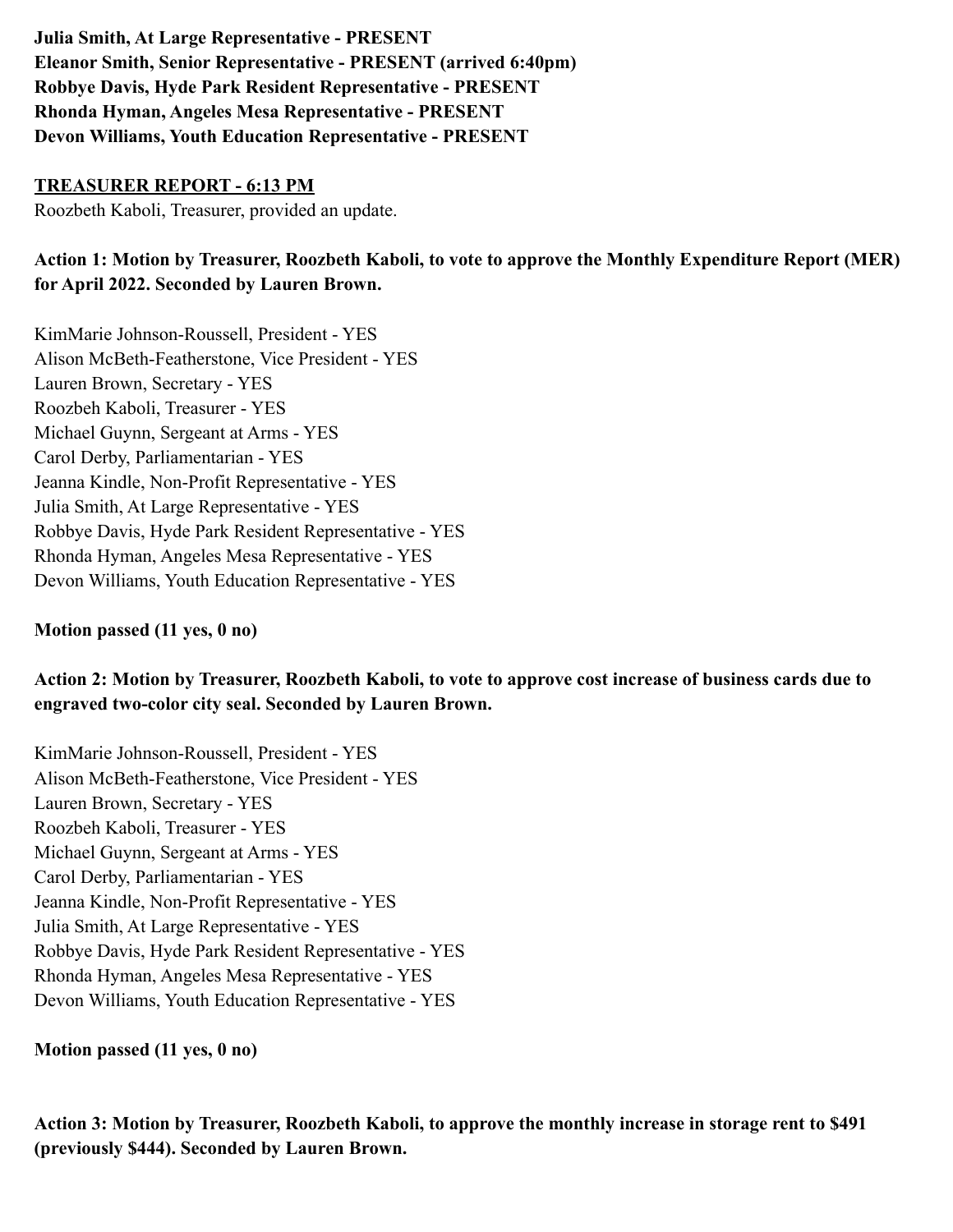**Julia Smith, At Large Representative - PRESENT**
**Eleanor Smith, Senior Representative - PRESENT (arrived 6:40pm)**
**Robbye Davis, Hyde Park Resident Representative - PRESENT**
**Rhonda Hyman, Angeles Mesa Representative - PRESENT**
**Devon Williams, Youth Education Representative - PRESENT**

**<u>TREASURER REPORT - 6:13 PM</u>**

Roozbeth Kaboli, Treasurer, provided an update.

**Action 1: Motion by Treasurer, Roozbeth Kaboli, to vote to approve the Monthly Expenditure Report (MER) for April 2022. Seconded by Lauren Brown.**

KimMarie Johnson-Roussell, President - YES
Alison McBeth-Featherstone, Vice President - YES
Lauren Brown, Secretary - YES
Roozbeh Kaboli, Treasurer - YES
Michael Guynn, Sergeant at Arms - YES
Carol Derby, Parliamentarian - YES
Jeanna Kindle, Non-Profit Representative - YES
Julia Smith, At Large Representative - YES
Robbye Davis, Hyde Park Resident Representative - YES
Rhonda Hyman, Angeles Mesa Representative - YES
Devon Williams, Youth Education Representative - YES

**Motion passed (11 yes, 0 no)**

**Action 2: Motion by Treasurer, Roozbeth Kaboli, to vote to approve cost increase of business cards due to engraved two-color city seal. Seconded by Lauren Brown.**

KimMarie Johnson-Roussell, President - YES
Alison McBeth-Featherstone, Vice President - YES
Lauren Brown, Secretary - YES
Roozbeh Kaboli, Treasurer - YES
Michael Guynn, Sergeant at Arms - YES
Carol Derby, Parliamentarian - YES
Jeanna Kindle, Non-Profit Representative - YES
Julia Smith, At Large Representative - YES
Robbye Davis, Hyde Park Resident Representative - YES
Rhonda Hyman, Angeles Mesa Representative - YES
Devon Williams, Youth Education Representative - YES

**Motion passed (11 yes, 0 no)**

**Action 3: Motion by Treasurer, Roozbeth Kaboli, to approve the monthly increase in storage rent to $491 (previously $444). Seconded by Lauren Brown.**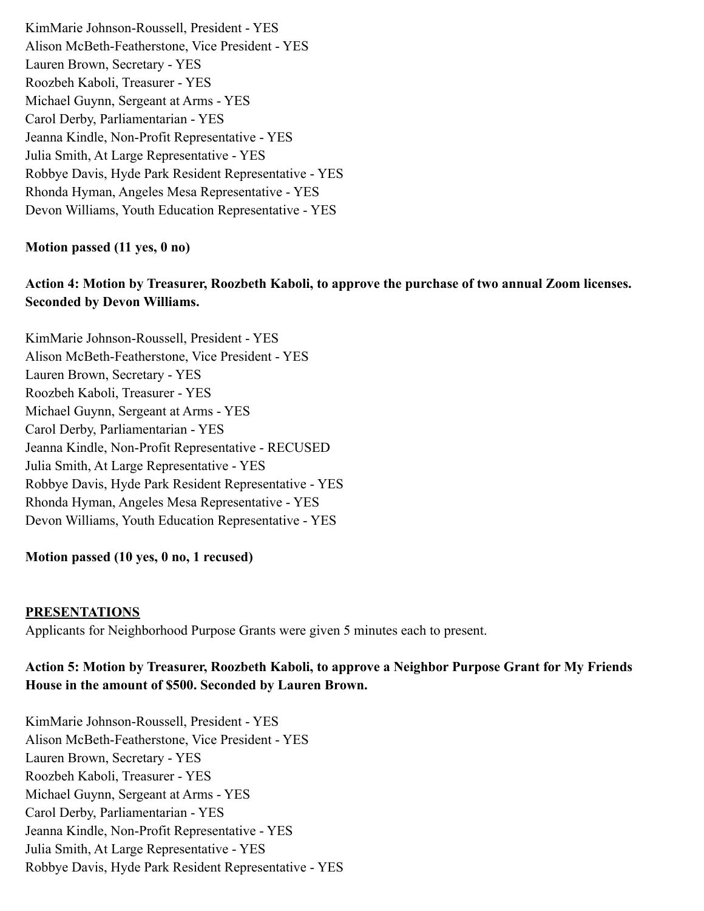KimMarie Johnson-Roussell, President - YES
Alison McBeth-Featherstone, Vice President - YES
Lauren Brown, Secretary - YES
Roozbeh Kaboli, Treasurer - YES
Michael Guynn, Sergeant at Arms - YES
Carol Derby, Parliamentarian - YES
Jeanna Kindle, Non-Profit Representative - YES
Julia Smith, At Large Representative - YES
Robbye Davis, Hyde Park Resident Representative - YES
Rhonda Hyman, Angeles Mesa Representative - YES
Devon Williams, Youth Education Representative - YES

**Motion passed (11 yes, 0 no)**

**Action 4: Motion by Treasurer, Roozbeth Kaboli, to approve the purchase of two annual Zoom licenses. Seconded by Devon Williams.**

KimMarie Johnson-Roussell, President - YES
Alison McBeth-Featherstone, Vice President - YES
Lauren Brown, Secretary - YES
Roozbeh Kaboli, Treasurer - YES
Michael Guynn, Sergeant at Arms - YES
Carol Derby, Parliamentarian - YES
Jeanna Kindle, Non-Profit Representative - RECUSED
Julia Smith, At Large Representative - YES
Robbye Davis, Hyde Park Resident Representative - YES
Rhonda Hyman, Angeles Mesa Representative - YES
Devon Williams, Youth Education Representative - YES

**Motion passed (10 yes, 0 no, 1 recused)**

## PRESENTATIONS

Applicants for Neighborhood Purpose Grants were given 5 minutes each to present.

**Action 5: Motion by Treasurer, Roozbeth Kaboli, to approve a Neighbor Purpose Grant for My Friends House in the amount of $500. Seconded by Lauren Brown.**

KimMarie Johnson-Roussell, President - YES
Alison McBeth-Featherstone, Vice President - YES
Lauren Brown, Secretary - YES
Roozbeh Kaboli, Treasurer - YES
Michael Guynn, Sergeant at Arms - YES
Carol Derby, Parliamentarian - YES
Jeanna Kindle, Non-Profit Representative - YES
Julia Smith, At Large Representative - YES
Robbye Davis, Hyde Park Resident Representative - YES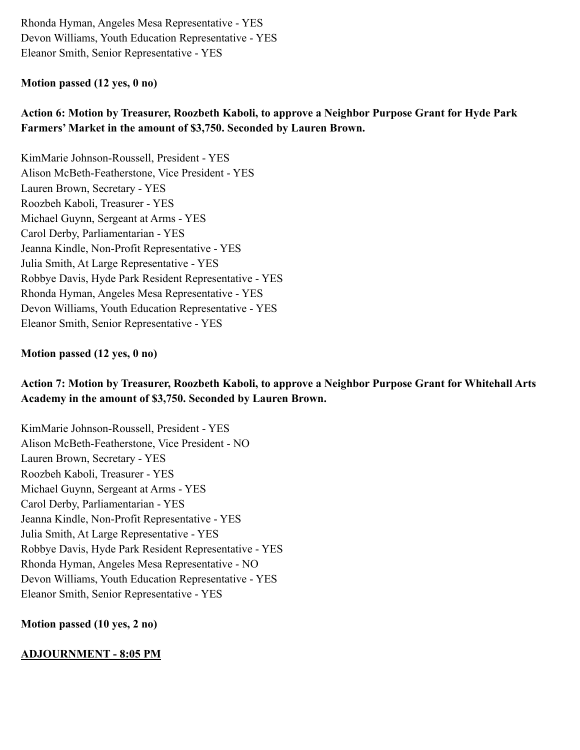Rhonda Hyman, Angeles Mesa Representative - YES
Devon Williams, Youth Education Representative - YES
Eleanor Smith, Senior Representative - YES

**Motion passed (12 yes, 0 no)**

**Action 6: Motion by Treasurer, Roozbeth Kaboli, to approve a Neighbor Purpose Grant for Hyde Park Farmers' Market in the amount of $3,750. Seconded by Lauren Brown.**

KimMarie Johnson-Roussell, President - YES
Alison McBeth-Featherstone, Vice President - YES
Lauren Brown, Secretary - YES
Roozbeh Kaboli, Treasurer - YES
Michael Guynn, Sergeant at Arms - YES
Carol Derby, Parliamentarian - YES
Jeanna Kindle, Non-Profit Representative - YES
Julia Smith, At Large Representative - YES
Robbye Davis, Hyde Park Resident Representative - YES
Rhonda Hyman, Angeles Mesa Representative - YES
Devon Williams, Youth Education Representative - YES
Eleanor Smith, Senior Representative - YES

**Motion passed (12 yes, 0 no)**

**Action 7: Motion by Treasurer, Roozbeth Kaboli, to approve a Neighbor Purpose Grant for Whitehall Arts Academy in the amount of $3,750. Seconded by Lauren Brown.**

KimMarie Johnson-Roussell, President - YES
Alison McBeth-Featherstone, Vice President - NO
Lauren Brown, Secretary - YES
Roozbeh Kaboli, Treasurer - YES
Michael Guynn, Sergeant at Arms - YES
Carol Derby, Parliamentarian - YES
Jeanna Kindle, Non-Profit Representative - YES
Julia Smith, At Large Representative - YES
Robbye Davis, Hyde Park Resident Representative - YES
Rhonda Hyman, Angeles Mesa Representative - NO
Devon Williams, Youth Education Representative - YES
Eleanor Smith, Senior Representative - YES

**Motion passed (10 yes, 2 no)**

**ADJOURNMENT - 8:05 PM**